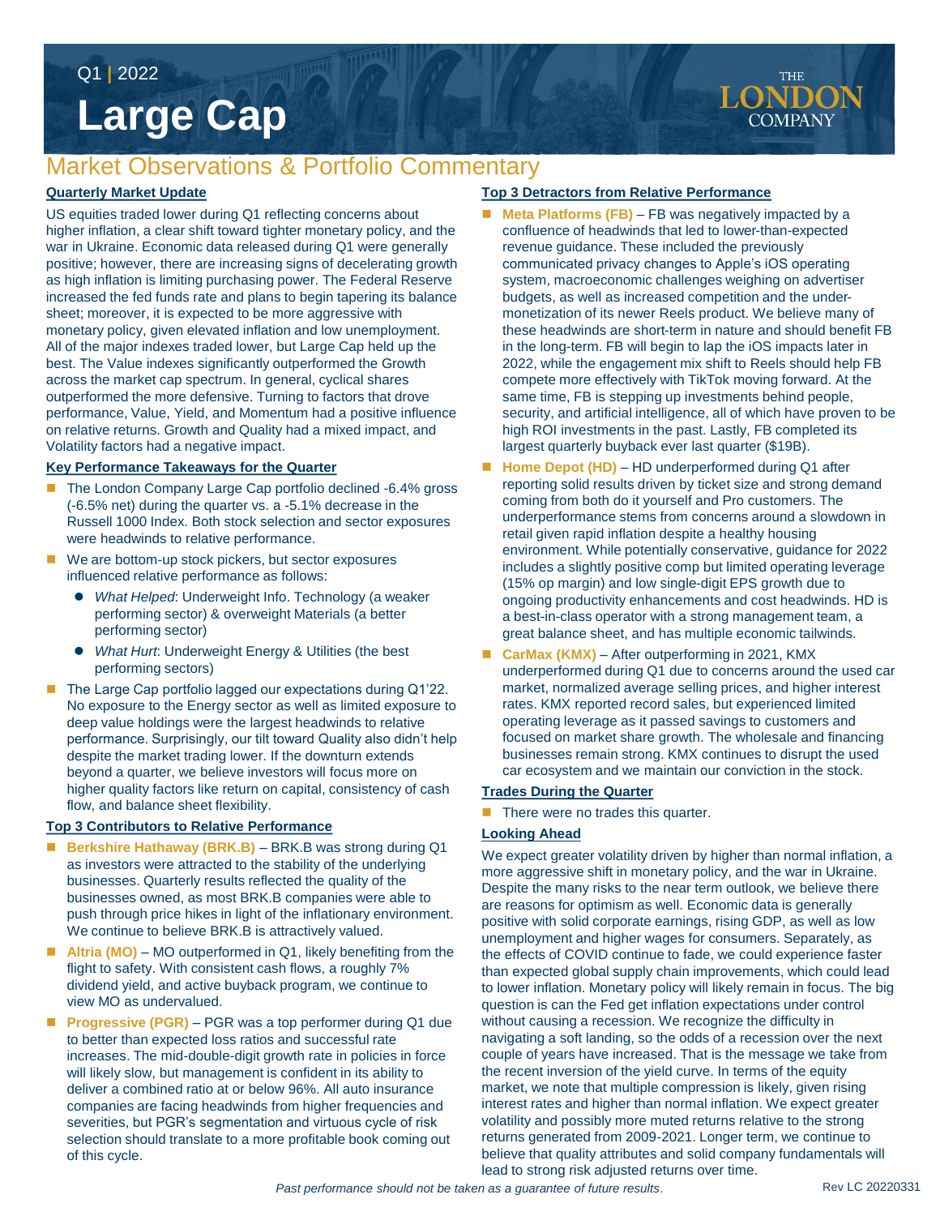Q1 | 2022

# Large Cap

THE LONDON COMPANY

## Market Observations & Portfolio Commentary

### Quarterly Market Update

US equities traded lower during Q1 reflecting concerns about higher inflation, a clear shift toward tighter monetary policy, and the war in Ukraine. Economic data released during Q1 were generally positive; however, there are increasing signs of decelerating growth as high inflation is limiting purchasing power. The Federal Reserve increased the fed funds rate and plans to begin tapering its balance sheet; moreover, it is expected to be more aggressive with monetary policy, given elevated inflation and low unemployment. All of the major indexes traded lower, but Large Cap held up the best. The Value indexes significantly outperformed the Growth across the market cap spectrum. In general, cyclical shares outperformed the more defensive. Turning to factors that drove performance, Value, Yield, and Momentum had a positive influence on relative returns. Growth and Quality had a mixed impact, and Volatility factors had a negative impact.

### Key Performance Takeaways for the Quarter

- The London Company Large Cap portfolio declined -6.4% gross (-6.5% net) during the quarter vs. a -5.1% decrease in the Russell 1000 Index. Both stock selection and sector exposures were headwinds to relative performance.
- We are bottom-up stock pickers, but sector exposures influenced relative performance as follows:
  - *What Helped*: Underweight Info. Technology (a weaker performing sector) & overweight Materials (a better performing sector)
  - *What Hurt*: Underweight Energy & Utilities (the best performing sectors)
- The Large Cap portfolio lagged our expectations during Q1'22. No exposure to the Energy sector as well as limited exposure to deep value holdings were the largest headwinds to relative performance. Surprisingly, our tilt toward Quality also didn't help despite the market trading lower. If the downturn extends beyond a quarter, we believe investors will focus more on higher quality factors like return on capital, consistency of cash flow, and balance sheet flexibility.

### Top 3 Contributors to Relative Performance

- **Berkshire Hathaway (BRK.B)** – BRK.B was strong during Q1 as investors were attracted to the stability of the underlying businesses. Quarterly results reflected the quality of the businesses owned, as most BRK.B companies were able to push through price hikes in light of the inflationary environment. We continue to believe BRK.B is attractively valued.
- **Altria (MO)** – MO outperformed in Q1, likely benefiting from the flight to safety. With consistent cash flows, a roughly 7% dividend yield, and active buyback program, we continue to view MO as undervalued.
- **Progressive (PGR)** – PGR was a top performer during Q1 due to better than expected loss ratios and successful rate increases. The mid-double-digit growth rate in policies in force will likely slow, but management is confident in its ability to deliver a combined ratio at or below 96%. All auto insurance companies are facing headwinds from higher frequencies and severities, but PGR's segmentation and virtuous cycle of risk selection should translate to a more profitable book coming out of this cycle.

### Top 3 Detractors from Relative Performance

- **Meta Platforms (FB)** – FB was negatively impacted by a confluence of headwinds that led to lower-than-expected revenue guidance. These included the previously communicated privacy changes to Apple's iOS operating system, macroeconomic challenges weighing on advertiser budgets, as well as increased competition and the under-monetization of its newer Reels product. We believe many of these headwinds are short-term in nature and should benefit FB in the long-term. FB will begin to lap the iOS impacts later in 2022, while the engagement mix shift to Reels should help FB compete more effectively with TikTok moving forward. At the same time, FB is stepping up investments behind people, security, and artificial intelligence, all of which have proven to be high ROI investments in the past. Lastly, FB completed its largest quarterly buyback ever last quarter ($19B).
- **Home Depot (HD)** – HD underperformed during Q1 after reporting solid results driven by ticket size and strong demand coming from both do it yourself and Pro customers. The underperformance stems from concerns around a slowdown in retail given rapid inflation despite a healthy housing environment. While potentially conservative, guidance for 2022 includes a slightly positive comp but limited operating leverage (15% op margin) and low single-digit EPS growth due to ongoing productivity enhancements and cost headwinds. HD is a best-in-class operator with a strong management team, a great balance sheet, and has multiple economic tailwinds.
- **CarMax (KMX)** – After outperforming in 2021, KMX underperformed during Q1 due to concerns around the used car market, normalized average selling prices, and higher interest rates. KMX reported record sales, but experienced limited operating leverage as it passed savings to customers and focused on market share growth. The wholesale and financing businesses remain strong. KMX continues to disrupt the used car ecosystem and we maintain our conviction in the stock.

### Trades During the Quarter

- There were no trades this quarter.

### Looking Ahead

We expect greater volatility driven by higher than normal inflation, a more aggressive shift in monetary policy, and the war in Ukraine. Despite the many risks to the near term outlook, we believe there are reasons for optimism as well. Economic data is generally positive with solid corporate earnings, rising GDP, as well as low unemployment and higher wages for consumers. Separately, as the effects of COVID continue to fade, we could experience faster than expected global supply chain improvements, which could lead to lower inflation. Monetary policy will likely remain in focus. The big question is can the Fed get inflation expectations under control without causing a recession. We recognize the difficulty in navigating a soft landing, so the odds of a recession over the next couple of years have increased. That is the message we take from the recent inversion of the yield curve. In terms of the equity market, we note that multiple compression is likely, given rising interest rates and higher than normal inflation. We expect greater volatility and possibly more muted returns relative to the strong returns generated from 2009-2021. Longer term, we continue to believe that quality attributes and solid company fundamentals will lead to strong risk adjusted returns over time.

*Past performance should not be taken as a guarantee of future results.*

Rev LC 20220331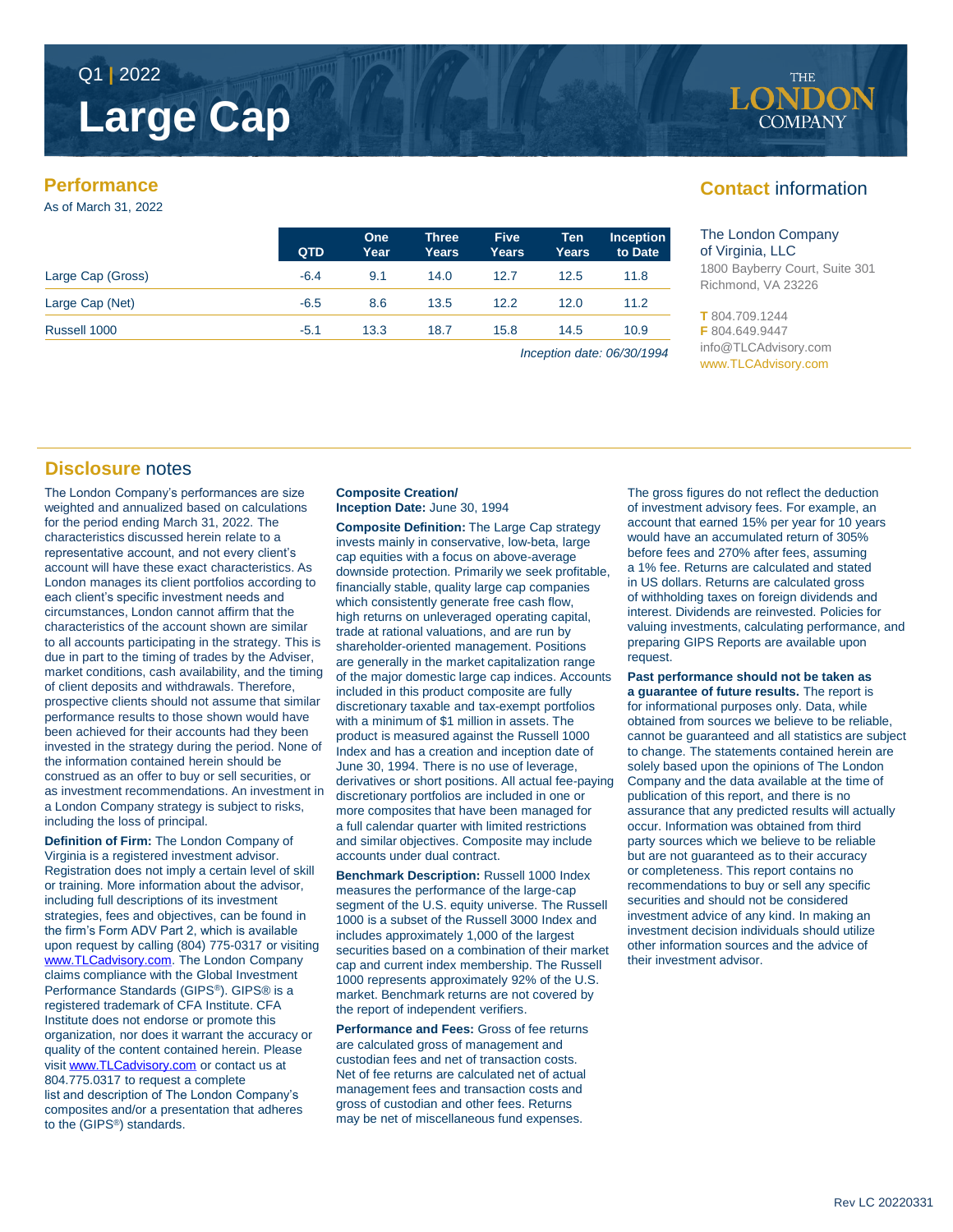Q1 | 2022

# Large Cap

THE LONDON COMPANY

## Performance

As of March 31, 2022

| | QTD | One Year | Three Years | Five Years | Ten Years | Inception to Date |
|---|---|---|---|---|---|---|
| Large Cap (Gross) | -6.4 | 9.1 | 14.0 | 12.7 | 12.5 | 11.8 |
| Large Cap (Net) | -6.5 | 8.6 | 13.5 | 12.2 | 12.0 | 11.2 |
| Russell 1000 | -5.1 | 13.3 | 18.7 | 15.8 | 14.5 | 10.9 |

*Inception date: 06/30/1994*

## Contact information

The London Company
of Virginia, LLC
1800 Bayberry Court, Suite 301
Richmond, VA 23226

T 804.709.1244
F 804.649.9447
info@TLCAdvisory.com
www.TLCAdvisory.com

## Disclosure notes

The London Company's performances are size weighted and annualized based on calculations for the period ending March 31, 2022. The characteristics discussed herein relate to a representative account, and not every client's account will have these exact characteristics. As London manages its client portfolios according to each client's specific investment needs and circumstances, London cannot affirm that the characteristics of the account shown are similar to all accounts participating in the strategy. This is due in part to the timing of trades by the Adviser, market conditions, cash availability, and the timing of client deposits and withdrawals. Therefore, prospective clients should not assume that similar performance results to those shown would have been achieved for their accounts had they been invested in the strategy during the period. None of the information contained herein should be construed as an offer to buy or sell securities, or as investment recommendations. An investment in a London Company strategy is subject to risks, including the loss of principal.

**Definition of Firm:** The London Company of Virginia is a registered investment advisor. Registration does not imply a certain level of skill or training. More information about the advisor, including full descriptions of its investment strategies, fees and objectives, can be found in the firm's Form ADV Part 2, which is available upon request by calling (804) 775-0317 or visiting www.TLCadvisory.com. The London Company claims compliance with the Global Investment Performance Standards (GIPS®). GIPS® is a registered trademark of CFA Institute. CFA Institute does not endorse or promote this organization, nor does it warrant the accuracy or quality of the content contained herein. Please visit www.TLCadvisory.com or contact us at 804.775.0317 to request a complete list and description of The London Company's composites and/or a presentation that adheres to the (GIPS®) standards.

**Composite Creation/ Inception Date:** June 30, 1994

**Composite Definition:** The Large Cap strategy invests mainly in conservative, low-beta, large cap equities with a focus on above-average downside protection. Primarily we seek profitable, financially stable, quality large cap companies which consistently generate free cash flow, high returns on unleveraged operating capital, trade at rational valuations, and are run by shareholder-oriented management. Positions are generally in the market capitalization range of the major domestic large cap indices. Accounts included in this product composite are fully discretionary taxable and tax-exempt portfolios with a minimum of $1 million in assets. The product is measured against the Russell 1000 Index and has a creation and inception date of June 30, 1994. There is no use of leverage, derivatives or short positions. All actual fee-paying discretionary portfolios are included in one or more composites that have been managed for a full calendar quarter with limited restrictions and similar objectives. Composite may include accounts under dual contract.

**Benchmark Description:** Russell 1000 Index measures the performance of the large-cap segment of the U.S. equity universe. The Russell 1000 is a subset of the Russell 3000 Index and includes approximately 1,000 of the largest securities based on a combination of their market cap and current index membership. The Russell 1000 represents approximately 92% of the U.S. market. Benchmark returns are not covered by the report of independent verifiers.

**Performance and Fees:** Gross of fee returns are calculated gross of management and custodian fees and net of transaction costs. Net of fee returns are calculated net of actual management fees and transaction costs and gross of custodian and other fees. Returns may be net of miscellaneous fund expenses.

The gross figures do not reflect the deduction of investment advisory fees. For example, an account that earned 15% per year for 10 years would have an accumulated return of 305% before fees and 270% after fees, assuming a 1% fee. Returns are calculated and stated in US dollars. Returns are calculated gross of withholding taxes on foreign dividends and interest. Dividends are reinvested. Policies for valuing investments, calculating performance, and preparing GIPS Reports are available upon request.

**Past performance should not be taken as a guarantee of future results.** The report is for informational purposes only. Data, while obtained from sources we believe to be reliable, cannot be guaranteed and all statistics are subject to change. The statements contained herein are solely based upon the opinions of The London Company and the data available at the time of publication of this report, and there is no assurance that any predicted results will actually occur. Information was obtained from third party sources which we believe to be reliable but are not guaranteed as to their accuracy or completeness. This report contains no recommendations to buy or sell any specific securities and should not be considered investment advice of any kind. In making an investment decision individuals should utilize other information sources and the advice of their investment advisor.

Rev LC 20220331